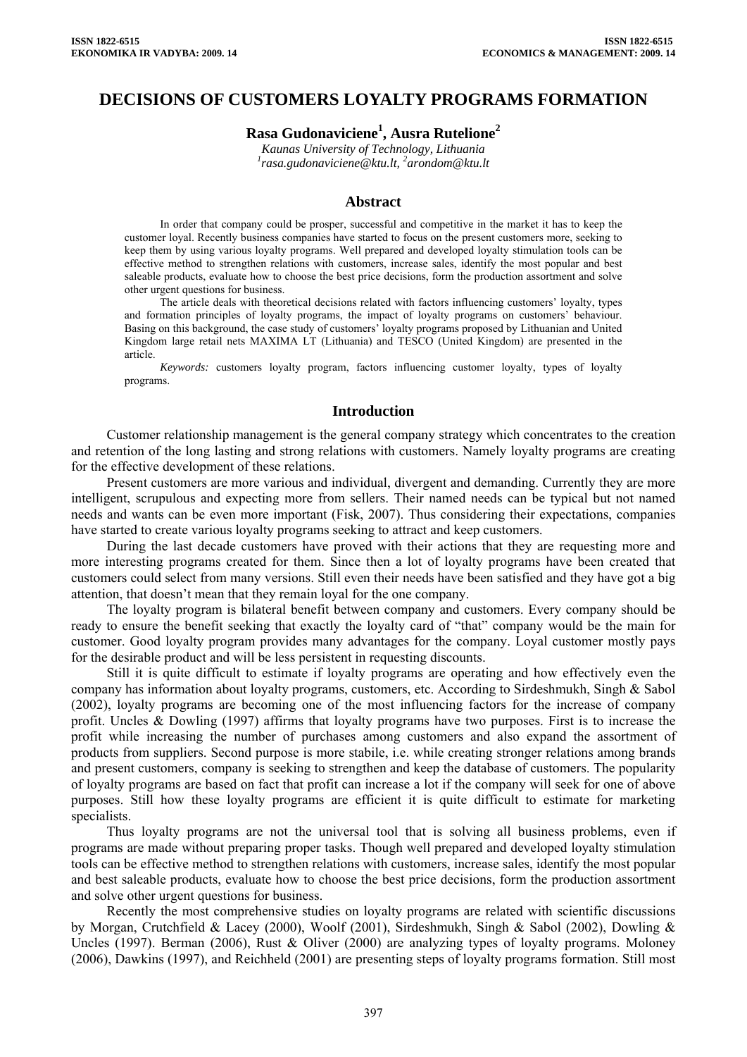# DECISIONS OF CUSTOMERS LOYALTY PROGRAMS FORMATION

**Rasa Gudonaviciene[1], Ausra Rutelione[2]**

*Kaunas University of Technology, Lithuania*
*[1]rasa.gudonaviciene@ktu.lt, [2]arondom@ktu.lt*

## Abstract

In order that company could be prosper, successful and competitive in the market it has to keep the customer loyal. Recently business companies have started to focus on the present customers more, seeking to keep them by using various loyalty programs. Well prepared and developed loyalty stimulation tools can be effective method to strengthen relations with customers, increase sales, identify the most popular and best saleable products, evaluate how to choose the best price decisions, form the production assortment and solve other urgent questions for business.

The article deals with theoretical decisions related with factors influencing customers' loyalty, types and formation principles of loyalty programs, the impact of loyalty programs on customers' behaviour. Basing on this background, the case study of customers' loyalty programs proposed by Lithuanian and United Kingdom large retail nets MAXIMA LT (Lithuania) and TESCO (United Kingdom) are presented in the article.

*Keywords:* customers loyalty program, factors influencing customer loyalty, types of loyalty programs.

## Introduction

Customer relationship management is the general company strategy which concentrates to the creation and retention of the long lasting and strong relations with customers. Namely loyalty programs are creating for the effective development of these relations.

Present customers are more various and individual, divergent and demanding. Currently they are more intelligent, scrupulous and expecting more from sellers. Their named needs can be typical but not named needs and wants can be even more important (Fisk, 2007). Thus considering their expectations, companies have started to create various loyalty programs seeking to attract and keep customers.

During the last decade customers have proved with their actions that they are requesting more and more interesting programs created for them. Since then a lot of loyalty programs have been created that customers could select from many versions. Still even their needs have been satisfied and they have got a big attention, that doesn't mean that they remain loyal for the one company.

The loyalty program is bilateral benefit between company and customers. Every company should be ready to ensure the benefit seeking that exactly the loyalty card of "that" company would be the main for customer. Good loyalty program provides many advantages for the company. Loyal customer mostly pays for the desirable product and will be less persistent in requesting discounts.

Still it is quite difficult to estimate if loyalty programs are operating and how effectively even the company has information about loyalty programs, customers, etc. According to Sirdeshmukh, Singh & Sabol (2002), loyalty programs are becoming one of the most influencing factors for the increase of company profit. Uncles & Dowling (1997) affirms that loyalty programs have two purposes. First is to increase the profit while increasing the number of purchases among customers and also expand the assortment of products from suppliers. Second purpose is more stabile, i.e. while creating stronger relations among brands and present customers, company is seeking to strengthen and keep the database of customers. The popularity of loyalty programs are based on fact that profit can increase a lot if the company will seek for one of above purposes. Still how these loyalty programs are efficient it is quite difficult to estimate for marketing specialists.

Thus loyalty programs are not the universal tool that is solving all business problems, even if programs are made without preparing proper tasks. Though well prepared and developed loyalty stimulation tools can be effective method to strengthen relations with customers, increase sales, identify the most popular and best saleable products, evaluate how to choose the best price decisions, form the production assortment and solve other urgent questions for business.

Recently the most comprehensive studies on loyalty programs are related with scientific discussions by Morgan, Crutchfield & Lacey (2000), Woolf (2001), Sirdeshmukh, Singh & Sabol (2002), Dowling & Uncles (1997). Berman (2006), Rust & Oliver (2000) are analyzing types of loyalty programs. Moloney (2006), Dawkins (1997), and Reichheld (2001) are presenting steps of loyalty programs formation. Still most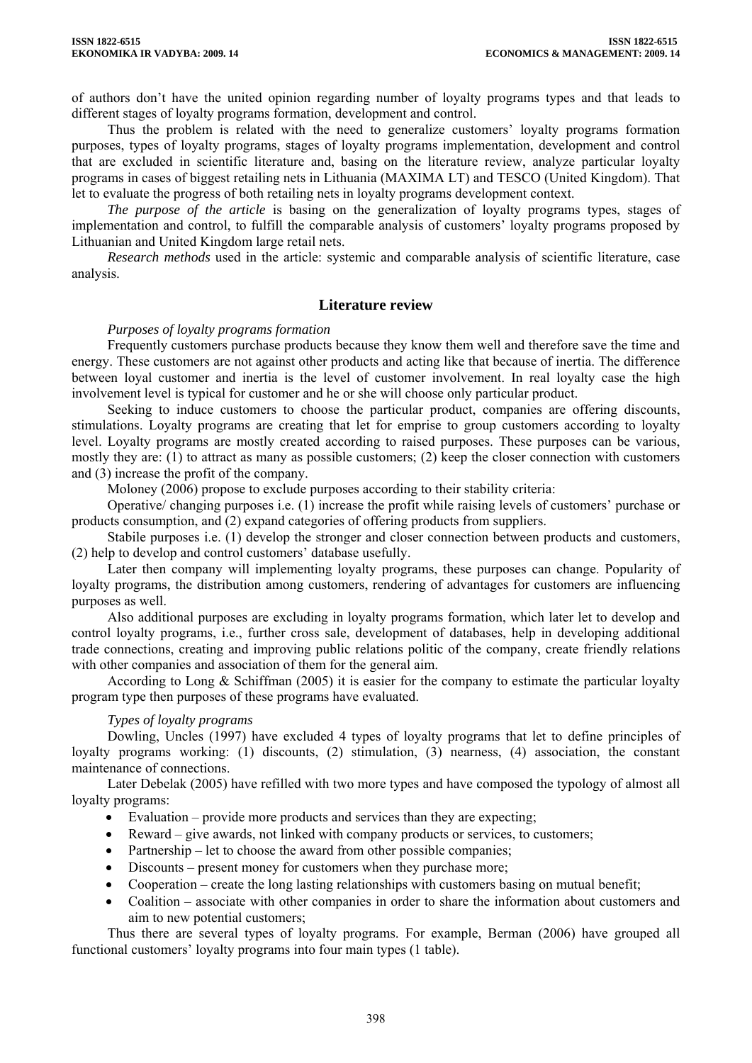of authors don't have the united opinion regarding number of loyalty programs types and that leads to different stages of loyalty programs formation, development and control.

Thus the problem is related with the need to generalize customers' loyalty programs formation purposes, types of loyalty programs, stages of loyalty programs implementation, development and control that are excluded in scientific literature and, basing on the literature review, analyze particular loyalty programs in cases of biggest retailing nets in Lithuania (MAXIMA LT) and TESCO (United Kingdom). That let to evaluate the progress of both retailing nets in loyalty programs development context.

*The purpose of the article* is basing on the generalization of loyalty programs types, stages of implementation and control, to fulfill the comparable analysis of customers' loyalty programs proposed by Lithuanian and United Kingdom large retail nets.

*Research methods* used in the article: systemic and comparable analysis of scientific literature, case analysis.

## Literature review

*Purposes of loyalty programs formation*

Frequently customers purchase products because they know them well and therefore save the time and energy. These customers are not against other products and acting like that because of inertia. The difference between loyal customer and inertia is the level of customer involvement. In real loyalty case the high involvement level is typical for customer and he or she will choose only particular product.

Seeking to induce customers to choose the particular product, companies are offering discounts, stimulations. Loyalty programs are creating that let for emprise to group customers according to loyalty level. Loyalty programs are mostly created according to raised purposes. These purposes can be various, mostly they are: (1) to attract as many as possible customers; (2) keep the closer connection with customers and (3) increase the profit of the company.

Moloney (2006) propose to exclude purposes according to their stability criteria:

Operative/ changing purposes i.e. (1) increase the profit while raising levels of customers' purchase or products consumption, and (2) expand categories of offering products from suppliers.

Stabile purposes i.e. (1) develop the stronger and closer connection between products and customers, (2) help to develop and control customers' database usefully.

Later then company will implementing loyalty programs, these purposes can change. Popularity of loyalty programs, the distribution among customers, rendering of advantages for customers are influencing purposes as well.

Also additional purposes are excluding in loyalty programs formation, which later let to develop and control loyalty programs, i.e., further cross sale, development of databases, help in developing additional trade connections, creating and improving public relations politic of the company, create friendly relations with other companies and association of them for the general aim.

According to Long & Schiffman (2005) it is easier for the company to estimate the particular loyalty program type then purposes of these programs have evaluated.

*Types of loyalty programs*

Dowling, Uncles (1997) have excluded 4 types of loyalty programs that let to define principles of loyalty programs working: (1) discounts, (2) stimulation, (3) nearness, (4) association, the constant maintenance of connections.

Later Debelak (2005) have refilled with two more types and have composed the typology of almost all loyalty programs:

- Evaluation – provide more products and services than they are expecting;
- Reward – give awards, not linked with company products or services, to customers;
- Partnership – let to choose the award from other possible companies;
- Discounts – present money for customers when they purchase more;
- Cooperation – create the long lasting relationships with customers basing on mutual benefit;
- Coalition – associate with other companies in order to share the information about customers and aim to new potential customers;

Thus there are several types of loyalty programs. For example, Berman (2006) have grouped all functional customers' loyalty programs into four main types (1 table).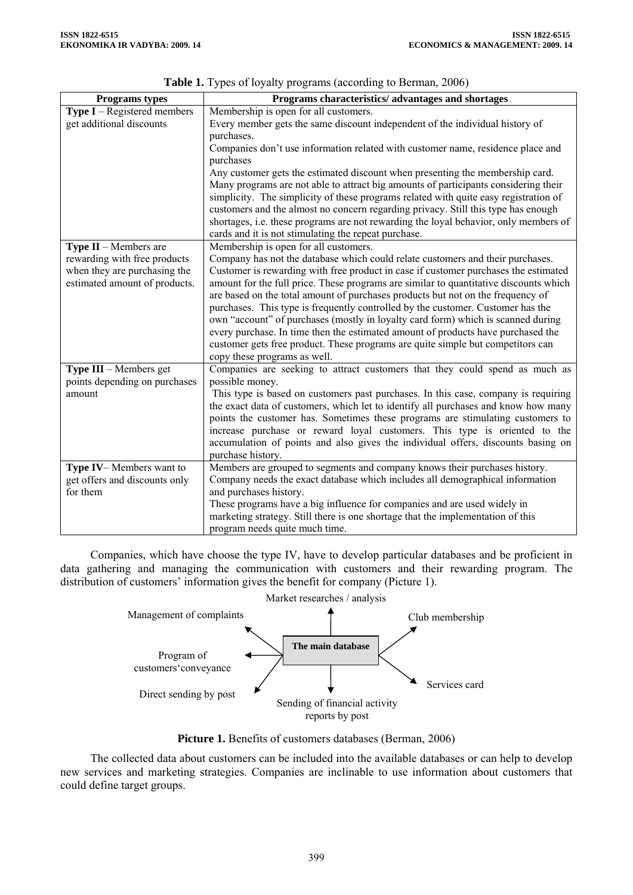**Table 1.** Types of loyalty programs (according to Berman, 2006)

| Programs types | Programs characteristics/ advantages and shortages |
|---|---|
| **Type I** – Registered members get additional discounts | Membership is open for all customers. Every member gets the same discount independent of the individual history of purchases. Companies don't use information related with customer name, residence place and purchases Any customer gets the estimated discount when presenting the membership card. Many programs are not able to attract big amounts of participants considering their simplicity. The simplicity of these programs related with quite easy registration of customers and the almost no concern regarding privacy. Still this type has enough shortages, i.e. these programs are not rewarding the loyal behavior, only members of cards and it is not stimulating the repeat purchase. |
| **Type II** – Members are rewarding with free products when they are purchasing the estimated amount of products. | Membership is open for all customers. Company has not the database which could relate customers and their purchases. Customer is rewarding with free product in case if customer purchases the estimated amount for the full price. These programs are similar to quantitative discounts which are based on the total amount of purchases products but not on the frequency of purchases. This type is frequently controlled by the customer. Customer has the own "account" of purchases (mostly in loyalty card form) which is scanned during every purchase. In time then the estimated amount of products have purchased the customer gets free product. These programs are quite simple but competitors can copy these programs as well. |
| **Type III** – Members get points depending on purchases amount | Companies are seeking to attract customers that they could spend as much as possible money. This type is based on customers past purchases. In this case, company is requiring the exact data of customers, which let to identify all purchases and know how many points the customer has. Sometimes these programs are stimulating customers to increase purchase or reward loyal customers. This type is oriented to the accumulation of points and also gives the individual offers, discounts basing on purchase history. |
| **Type IV**– Members want to get offers and discounts only for them | Members are grouped to segments and company knows their purchases history. Company needs the exact database which includes all demographical information and purchases history. These programs have a big influence for companies and are used widely in marketing strategy. Still there is one shortage that the implementation of this program needs quite much time. |

Companies, which have choose the type IV, have to develop particular databases and be proficient in data gathering and managing the communication with customers and their rewarding program. The distribution of customers' information gives the benefit for company (Picture 1).

Market researches / analysis

Management of complaints

Club membership

**The main database**

Program of customers'conveyance

Services card

Direct sending by post

Sending of financial activity reports by post

**Picture 1.** Benefits of customers databases (Berman, 2006)

The collected data about customers can be included into the available databases or can help to develop new services and marketing strategies. Companies are inclinable to use information about customers that could define target groups.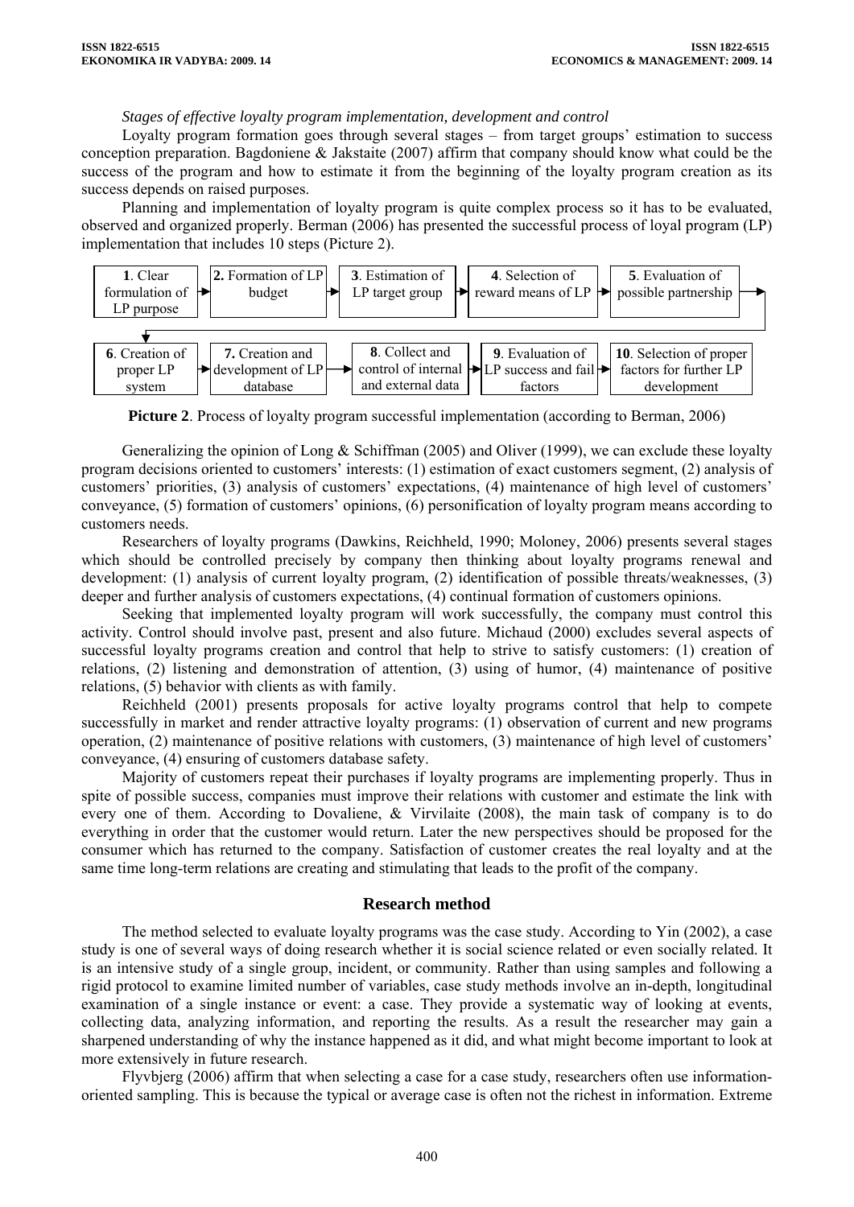*Stages of effective loyalty program implementation, development and control*

Loyalty program formation goes through several stages – from target groups' estimation to success conception preparation. Bagdoniene & Jakstaite (2007) affirm that company should know what could be the success of the program and how to estimate it from the beginning of the loyalty program creation as its success depends on raised purposes.

Planning and implementation of loyalty program is quite complex process so it has to be evaluated, observed and organized properly. Berman (2006) has presented the successful process of loyal program (LP) implementation that includes 10 steps (Picture 2).

**1**. Clear formulation of LP purpose → **2.** Formation of LP budget → **3**. Estimation of LP target group → **4**. Selection of reward means of LP → **5**. Evaluation of possible partnership → **6**. Creation of proper LP system → **7.** Creation and development of LP database → **8**. Collect and control of internal and external data → **9**. Evaluation of LP success and fail factors → **10**. Selection of proper factors for further LP development

**Picture 2**. Process of loyalty program successful implementation (according to Berman, 2006)

Generalizing the opinion of Long & Schiffman (2005) and Oliver (1999), we can exclude these loyalty program decisions oriented to customers' interests: (1) estimation of exact customers segment, (2) analysis of customers' priorities, (3) analysis of customers' expectations, (4) maintenance of high level of customers' conveyance, (5) formation of customers' opinions, (6) personification of loyalty program means according to customers needs.

Researchers of loyalty programs (Dawkins, Reichheld, 1990; Moloney, 2006) presents several stages which should be controlled precisely by company then thinking about loyalty programs renewal and development: (1) analysis of current loyalty program, (2) identification of possible threats/weaknesses, (3) deeper and further analysis of customers expectations, (4) continual formation of customers opinions.

Seeking that implemented loyalty program will work successfully, the company must control this activity. Control should involve past, present and also future. Michaud (2000) excludes several aspects of successful loyalty programs creation and control that help to strive to satisfy customers: (1) creation of relations, (2) listening and demonstration of attention, (3) using of humor, (4) maintenance of positive relations, (5) behavior with clients as with family.

Reichheld (2001) presents proposals for active loyalty programs control that help to compete successfully in market and render attractive loyalty programs: (1) observation of current and new programs operation, (2) maintenance of positive relations with customers, (3) maintenance of high level of customers' conveyance, (4) ensuring of customers database safety.

Majority of customers repeat their purchases if loyalty programs are implementing properly. Thus in spite of possible success, companies must improve their relations with customer and estimate the link with every one of them. According to Dovaliene, & Virvilaite (2008), the main task of company is to do everything in order that the customer would return. Later the new perspectives should be proposed for the consumer which has returned to the company. Satisfaction of customer creates the real loyalty and at the same time long-term relations are creating and stimulating that leads to the profit of the company.

## Research method

The method selected to evaluate loyalty programs was the case study. According to Yin (2002), a case study is one of several ways of doing research whether it is social science related or even socially related. It is an intensive study of a single group, incident, or community. Rather than using samples and following a rigid protocol to examine limited number of variables, case study methods involve an in-depth, longitudinal examination of a single instance or event: a case. They provide a systematic way of looking at events, collecting data, analyzing information, and reporting the results. As a result the researcher may gain a sharpened understanding of why the instance happened as it did, and what might become important to look at more extensively in future research.

Flyvbjerg (2006) affirm that when selecting a case for a case study, researchers often use information-oriented sampling. This is because the typical or average case is often not the richest in information. Extreme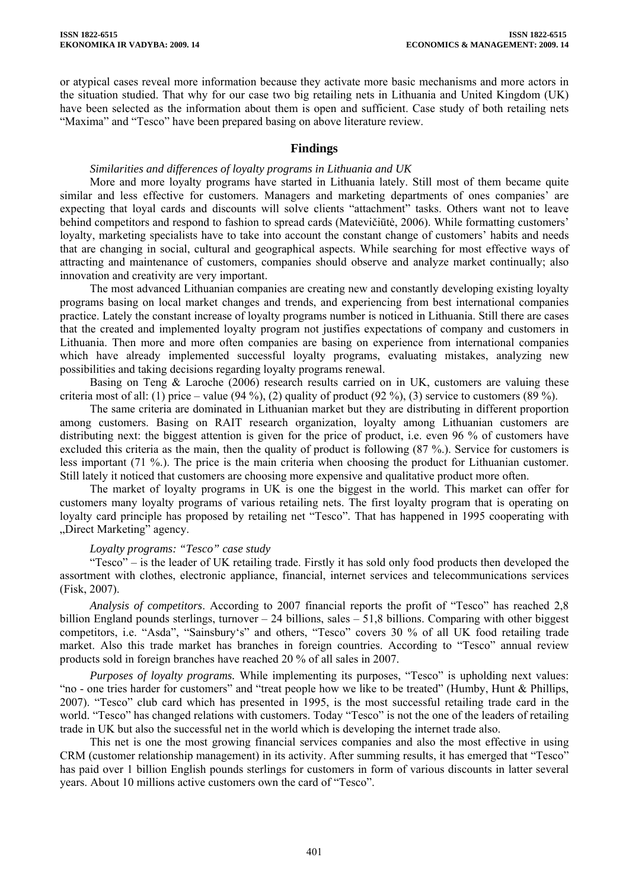or atypical cases reveal more information because they activate more basic mechanisms and more actors in the situation studied. That why for our case two big retailing nets in Lithuania and United Kingdom (UK) have been selected as the information about them is open and sufficient. Case study of both retailing nets "Maxima" and "Tesco" have been prepared basing on above literature review.

## Findings

*Similarities and differences of loyalty programs in Lithuania and UK*

More and more loyalty programs have started in Lithuania lately. Still most of them became quite similar and less effective for customers. Managers and marketing departments of ones companies' are expecting that loyal cards and discounts will solve clients "attachment" tasks. Others want not to leave behind competitors and respond to fashion to spread cards (Matevičiūtė, 2006). While formatting customers' loyalty, marketing specialists have to take into account the constant change of customers' habits and needs that are changing in social, cultural and geographical aspects. While searching for most effective ways of attracting and maintenance of customers, companies should observe and analyze market continually; also innovation and creativity are very important.

The most advanced Lithuanian companies are creating new and constantly developing existing loyalty programs basing on local market changes and trends, and experiencing from best international companies practice. Lately the constant increase of loyalty programs number is noticed in Lithuania. Still there are cases that the created and implemented loyalty program not justifies expectations of company and customers in Lithuania. Then more and more often companies are basing on experience from international companies which have already implemented successful loyalty programs, evaluating mistakes, analyzing new possibilities and taking decisions regarding loyalty programs renewal.

Basing on Teng & Laroche (2006) research results carried on in UK, customers are valuing these criteria most of all: (1) price – value (94 %), (2) quality of product (92 %), (3) service to customers (89 %).

The same criteria are dominated in Lithuanian market but they are distributing in different proportion among customers. Basing on RAIT research organization, loyalty among Lithuanian customers are distributing next: the biggest attention is given for the price of product, i.e. even 96 % of customers have excluded this criteria as the main, then the quality of product is following (87 %.). Service for customers is less important (71 %.). The price is the main criteria when choosing the product for Lithuanian customer. Still lately it noticed that customers are choosing more expensive and qualitative product more often.

The market of loyalty programs in UK is one the biggest in the world. This market can offer for customers many loyalty programs of various retailing nets. The first loyalty program that is operating on loyalty card principle has proposed by retailing net "Tesco". That has happened in 1995 cooperating with „Direct Marketing" agency.

*Loyalty programs: "Tesco" case study*

"Tesco" – is the leader of UK retailing trade. Firstly it has sold only food products then developed the assortment with clothes, electronic appliance, financial, internet services and telecommunications services (Fisk, 2007).

*Analysis of competitors*. According to 2007 financial reports the profit of "Tesco" has reached 2,8 billion England pounds sterlings, turnover – 24 billions, sales – 51,8 billions. Comparing with other biggest competitors, i.e. "Asda", "Sainsbury's" and others, "Tesco" covers 30 % of all UK food retailing trade market. Also this trade market has branches in foreign countries. According to "Tesco" annual review products sold in foreign branches have reached 20 % of all sales in 2007.

*Purposes of loyalty programs.* While implementing its purposes, "Tesco" is upholding next values: "no - one tries harder for customers" and "treat people how we like to be treated" (Humby, Hunt & Phillips, 2007). "Tesco" club card which has presented in 1995, is the most successful retailing trade card in the world. "Tesco" has changed relations with customers. Today "Tesco" is not the one of the leaders of retailing trade in UK but also the successful net in the world which is developing the internet trade also.

This net is one the most growing financial services companies and also the most effective in using CRM (customer relationship management) in its activity. After summing results, it has emerged that "Tesco" has paid over 1 billion English pounds sterlings for customers in form of various discounts in latter several years. About 10 millions active customers own the card of "Tesco".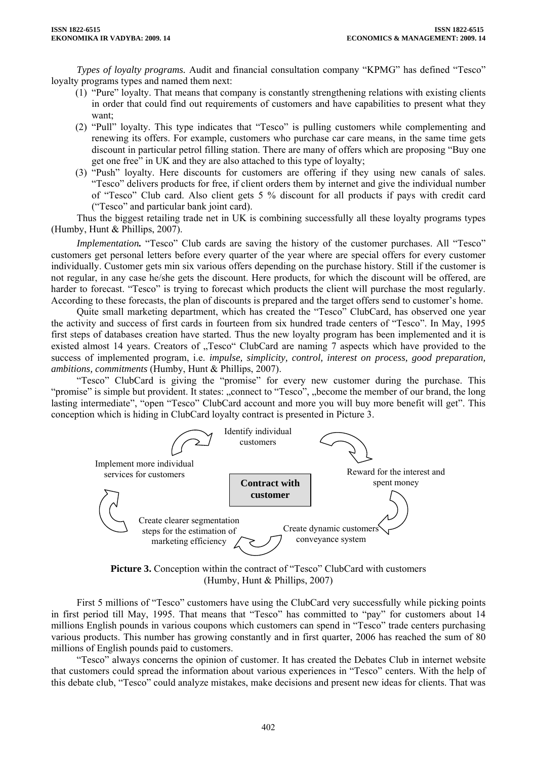*Types of loyalty programs.* Audit and financial consultation company "KPMG" has defined "Tesco" loyalty programs types and named them next:

1. "Pure" loyalty. That means that company is constantly strengthening relations with existing clients in order that could find out requirements of customers and have capabilities to present what they want;
2. "Pull" loyalty. This type indicates that "Tesco" is pulling customers while complementing and renewing its offers. For example, customers who purchase car care means, in the same time gets discount in particular petrol filling station. There are many of offers which are proposing "Buy one get one free" in UK and they are also attached to this type of loyalty;
3. "Push" loyalty. Here discounts for customers are offering if they using new canals of sales. "Tesco" delivers products for free, if client orders them by internet and give the individual number of "Tesco" Club card. Also client gets 5 % discount for all products if pays with credit card ("Tesco" and particular bank joint card).

Thus the biggest retailing trade net in UK is combining successfully all these loyalty programs types (Humby, Hunt & Phillips, 2007).

***Implementation.*** "Tesco" Club cards are saving the history of the customer purchases. All "Tesco" customers get personal letters before every quarter of the year where are special offers for every customer individually. Customer gets min six various offers depending on the purchase history. Still if the customer is not regular, in any case he/she gets the discount. Here products, for which the discount will be offered, are harder to forecast. "Tesco" is trying to forecast which products the client will purchase the most regularly. According to these forecasts, the plan of discounts is prepared and the target offers send to customer's home.

Quite small marketing department, which has created the "Tesco" ClubCard, has observed one year the activity and success of first cards in fourteen from six hundred trade centers of "Tesco". In May, 1995 first steps of databases creation have started. Thus the new loyalty program has been implemented and it is existed almost 14 years. Creators of „Tesco" ClubCard are naming 7 aspects which have provided to the success of implemented program, i.e. *impulse, simplicity, control, interest on process, good preparation, ambitions, commitments* (Humby, Hunt & Phillips, 2007).

"Tesco" ClubCard is giving the "promise" for every new customer during the purchase. This "promise" is simple but provident. It states: „connect to "Tesco", „become the member of our brand, the long lasting intermediate", "open "Tesco" ClubCard account and more you will buy more benefit will get". This conception which is hiding in ClubCard loyalty contract is presented in Picture 3.

Contract with customer

- Identify individual customers
- Reward for the interest and spent money
- Create dynamic customers conveyance system
- Create clearer segmentation steps for the estimation of marketing efficiency
- Implement more individual services for customers

**Picture 3.** Conception within the contract of "Tesco" ClubCard with customers (Humby, Hunt & Phillips, 2007)

First 5 millions of "Tesco" customers have using the ClubCard very successfully while picking points in first period till May, 1995. That means that "Tesco" has committed to "pay" for customers about 14 millions English pounds in various coupons which customers can spend in "Tesco" trade centers purchasing various products. This number has growing constantly and in first quarter, 2006 has reached the sum of 80 millions of English pounds paid to customers.

"Tesco" always concerns the opinion of customer. It has created the Debates Club in internet website that customers could spread the information about various experiences in "Tesco" centers. With the help of this debate club, "Tesco" could analyze mistakes, make decisions and present new ideas for clients. That was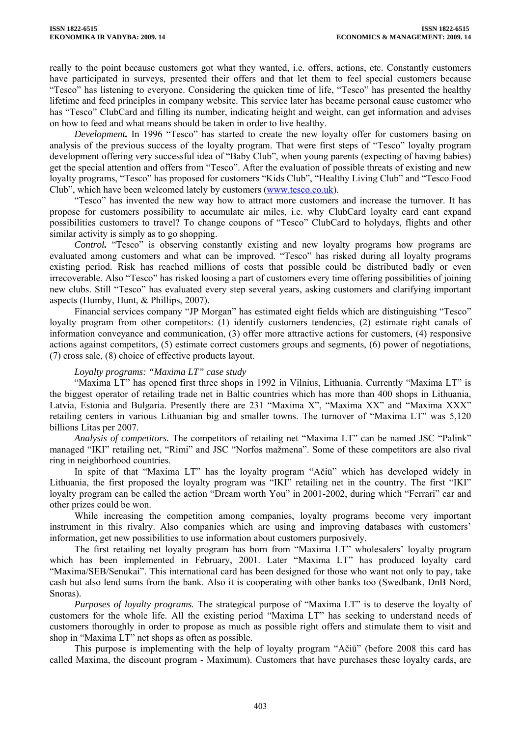really to the point because customers got what they wanted, i.e. offers, actions, etc. Constantly customers have participated in surveys, presented their offers and that let them to feel special customers because "Tesco" has listening to everyone. Considering the quicken time of life, "Tesco" has presented the healthy lifetime and feed principles in company website. This service later has became personal cause customer who has "Tesco" ClubCard and filling its number, indicating height and weight, can get information and advises on how to feed and what means should be taken in order to live healthy.

***Development.*** In 1996 "Tesco" has started to create the new loyalty offer for customers basing on analysis of the previous success of the loyalty program. That were first steps of "Tesco" loyalty program development offering very successful idea of "Baby Club", when young parents (expecting of having babies) get the special attention and offers from "Tesco". After the evaluation of possible threats of existing and new loyalty programs, "Tesco" has proposed for customers "Kids Club", "Healthy Living Club" and "Tesco Food Club", which have been welcomed lately by customers (www.tesco.co.uk).

"Tesco" has invented the new way how to attract more customers and increase the turnover. It has propose for customers possibility to accumulate air miles, i.e. why ClubCard loyalty card cant expand possibilities customers to travel? To change coupons of "Tesco" ClubCard to holydays, flights and other similar activity is simply as to go shopping.

***Control.*** "Tesco" is observing constantly existing and new loyalty programs how programs are evaluated among customers and what can be improved. "Tesco" has risked during all loyalty programs existing period. Risk has reached millions of costs that possible could be distributed badly or even irrecoverable. Also "Tesco" has risked loosing a part of customers every time offering possibilities of joining new clubs. Still "Tesco" has evaluated every step several years, asking customers and clarifying important aspects (Humby, Hunt, & Phillips, 2007).

Financial services company "JP Morgan" has estimated eight fields which are distinguishing "Tesco" loyalty program from other competitors: (1) identify customers tendencies, (2) estimate right canals of information conveyance and communication, (3) offer more attractive actions for customers, (4) responsive actions against competitors, (5) estimate correct customers groups and segments, (6) power of negotiations, (7) cross sale, (8) choice of effective products layout.

*Loyalty programs: "Maxima LT" case study*

"Maxima LT" has opened first three shops in 1992 in Vilnius, Lithuania. Currently "Maxima LT" is the biggest operator of retailing trade net in Baltic countries which has more than 400 shops in Lithuania, Latvia, Estonia and Bulgaria. Presently there are 231 "Maxima X", "Maxima XX" and "Maxima XXX" retailing centers in various Lithuanian big and smaller towns. The turnover of "Maxima LT" was 5,120 billions Litas per 2007.

*Analysis of competitors.* The competitors of retailing net "Maxima LT" can be named JSC "Palink" managed "IKI" retailing net, "Rimi" and JSC "Norfos mažmena". Some of these competitors are also rival ring in neighborhood countries.

In spite of that "Maxima LT" has the loyalty program "Ačiū" which has developed widely in Lithuania, the first proposed the loyalty program was "IKI" retailing net in the country. The first "IKI" loyalty program can be called the action "Dream worth You" in 2001-2002, during which "Ferrari" car and other prizes could be won.

While increasing the competition among companies, loyalty programs become very important instrument in this rivalry. Also companies which are using and improving databases with customers' information, get new possibilities to use information about customers purposively.

The first retailing net loyalty program has born from "Maxima LT" wholesalers' loyalty program which has been implemented in February, 2001. Later "Maxima LT" has produced loyalty card "Maxima/SEB/Senukai". This international card has been designed for those who want not only to pay, take cash but also lend sums from the bank. Also it is cooperating with other banks too (Swedbank, DnB Nord, Snoras).

*Purposes of loyalty programs.* The strategical purpose of "Maxima LT" is to deserve the loyalty of customers for the whole life. All the existing period "Maxima LT" has seeking to understand needs of customers thoroughly in order to propose as much as possible right offers and stimulate them to visit and shop in "Maxima LT" net shops as often as possible.

This purpose is implementing with the help of loyalty program "Ačiū" (before 2008 this card has called Maxima, the discount program - Maximum). Customers that have purchases these loyalty cards, are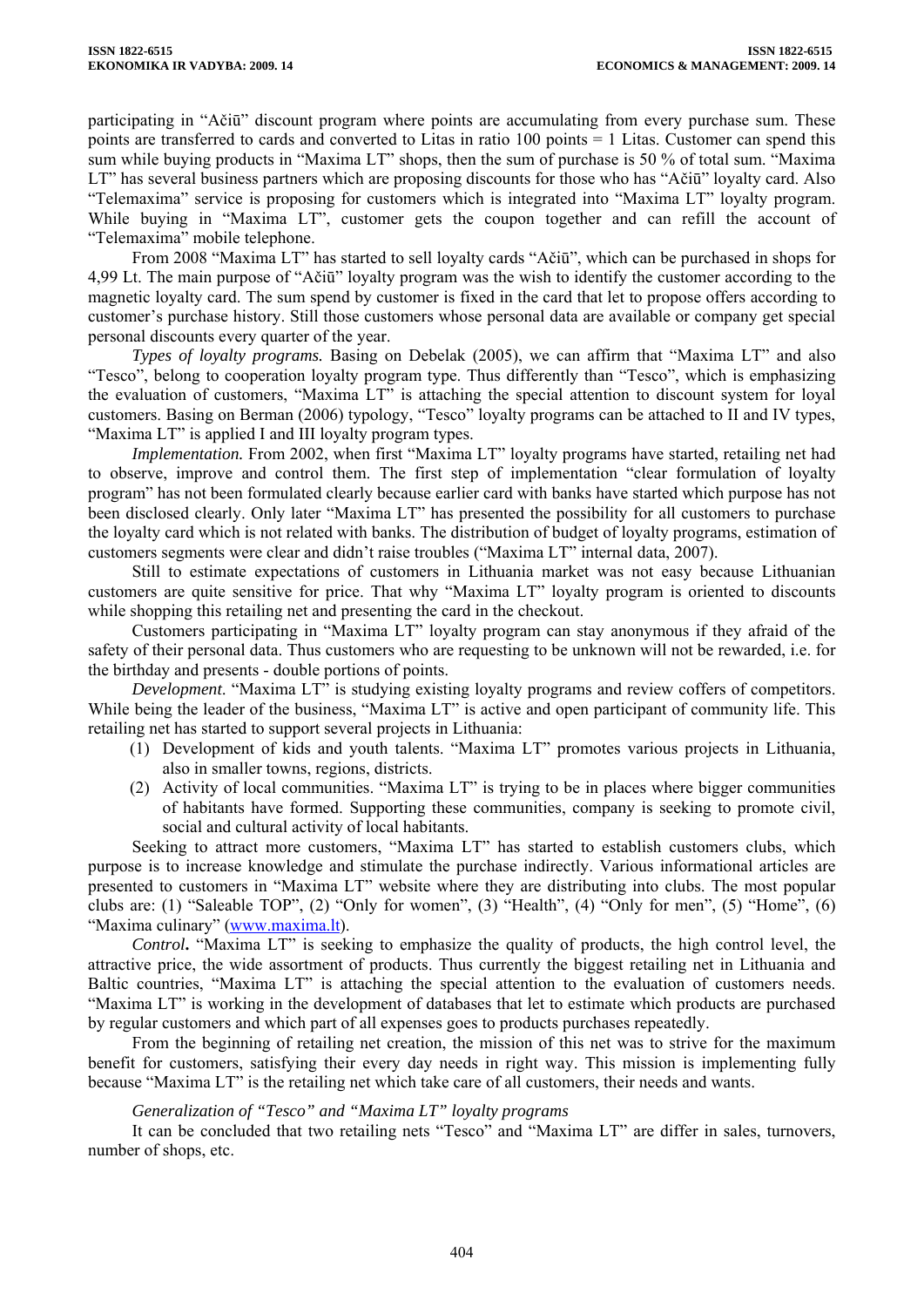participating in "Ačiū" discount program where points are accumulating from every purchase sum. These points are transferred to cards and converted to Litas in ratio 100 points = 1 Litas. Customer can spend this sum while buying products in "Maxima LT" shops, then the sum of purchase is 50 % of total sum. "Maxima LT" has several business partners which are proposing discounts for those who has "Ačiū" loyalty card. Also "Telemaxima" service is proposing for customers which is integrated into "Maxima LT" loyalty program. While buying in "Maxima LT", customer gets the coupon together and can refill the account of "Telemaxima" mobile telephone.

From 2008 "Maxima LT" has started to sell loyalty cards "Ačiū", which can be purchased in shops for 4,99 Lt. The main purpose of "Ačiū" loyalty program was the wish to identify the customer according to the magnetic loyalty card. The sum spend by customer is fixed in the card that let to propose offers according to customer's purchase history. Still those customers whose personal data are available or company get special personal discounts every quarter of the year.

*Types of loyalty programs.* Basing on Debelak (2005), we can affirm that "Maxima LT" and also "Tesco", belong to cooperation loyalty program type. Thus differently than "Tesco", which is emphasizing the evaluation of customers, "Maxima LT" is attaching the special attention to discount system for loyal customers. Basing on Berman (2006) typology, "Tesco" loyalty programs can be attached to II and IV types, "Maxima LT" is applied I and III loyalty program types.

*Implementation.* From 2002, when first "Maxima LT" loyalty programs have started, retailing net had to observe, improve and control them. The first step of implementation "clear formulation of loyalty program" has not been formulated clearly because earlier card with banks have started which purpose has not been disclosed clearly. Only later "Maxima LT" has presented the possibility for all customers to purchase the loyalty card which is not related with banks. The distribution of budget of loyalty programs, estimation of customers segments were clear and didn't raise troubles ("Maxima LT" internal data, 2007).

Still to estimate expectations of customers in Lithuania market was not easy because Lithuanian customers are quite sensitive for price. That why "Maxima LT" loyalty program is oriented to discounts while shopping this retailing net and presenting the card in the checkout.

Customers participating in "Maxima LT" loyalty program can stay anonymous if they afraid of the safety of their personal data. Thus customers who are requesting to be unknown will not be rewarded, i.e. for the birthday and presents - double portions of points.

*Development.* "Maxima LT" is studying existing loyalty programs and review coffers of competitors. While being the leader of the business, "Maxima LT" is active and open participant of community life. This retailing net has started to support several projects in Lithuania:

(1) Development of kids and youth talents. "Maxima LT" promotes various projects in Lithuania, also in smaller towns, regions, districts.
(2) Activity of local communities. "Maxima LT" is trying to be in places where bigger communities of habitants have formed. Supporting these communities, company is seeking to promote civil, social and cultural activity of local habitants.

Seeking to attract more customers, "Maxima LT" has started to establish customers clubs, which purpose is to increase knowledge and stimulate the purchase indirectly. Various informational articles are presented to customers in "Maxima LT" website where they are distributing into clubs. The most popular clubs are: (1) "Saleable TOP", (2) "Only for women", (3) "Health", (4) "Only for men", (5) "Home", (6) "Maxima culinary" (www.maxima.lt).

*Control.* "Maxima LT" is seeking to emphasize the quality of products, the high control level, the attractive price, the wide assortment of products. Thus currently the biggest retailing net in Lithuania and Baltic countries, "Maxima LT" is attaching the special attention to the evaluation of customers needs. "Maxima LT" is working in the development of databases that let to estimate which products are purchased by regular customers and which part of all expenses goes to products purchases repeatedly.

From the beginning of retailing net creation, the mission of this net was to strive for the maximum benefit for customers, satisfying their every day needs in right way. This mission is implementing fully because "Maxima LT" is the retailing net which take care of all customers, their needs and wants.

*Generalization of "Tesco" and "Maxima LT" loyalty programs*

It can be concluded that two retailing nets "Tesco" and "Maxima LT" are differ in sales, turnovers, number of shops, etc.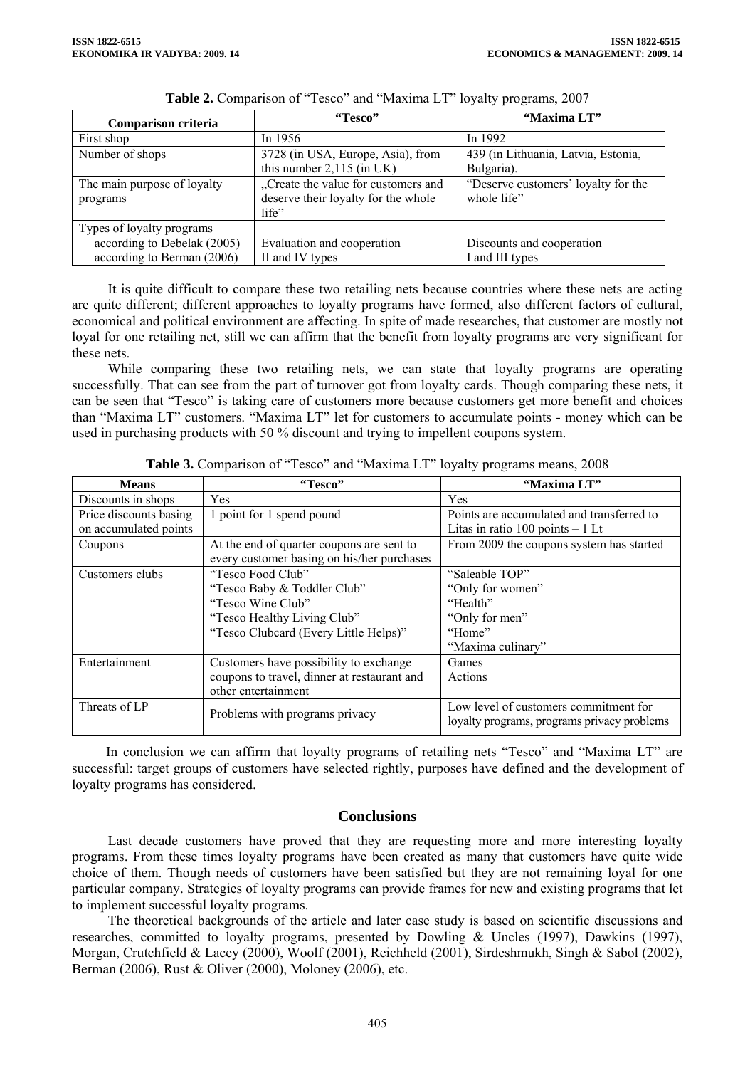**Table 2.** Comparison of "Tesco" and "Maxima LT" loyalty programs, 2007

| Comparison criteria | "Tesco" | "Maxima LT" |
|---|---|---|
| First shop | In 1956 | In 1992 |
| Number of shops | 3728 (in USA, Europe, Asia), from this number 2,115 (in UK) | 439 (in Lithuania, Latvia, Estonia, Bulgaria). |
| The main purpose of loyalty programs | „Create the value for customers and deserve their loyalty for the whole life" | "Deserve customers' loyalty for the whole life" |
| Types of loyalty programs according to Debelak (2005) according to Berman (2006) | Evaluation and cooperation II and IV types | Discounts and cooperation I and III types |

It is quite difficult to compare these two retailing nets because countries where these nets are acting are quite different; different approaches to loyalty programs have formed, also different factors of cultural, economical and political environment are affecting. In spite of made researches, that customer are mostly not loyal for one retailing net, still we can affirm that the benefit from loyalty programs are very significant for these nets.

While comparing these two retailing nets, we can state that loyalty programs are operating successfully. That can see from the part of turnover got from loyalty cards. Though comparing these nets, it can be seen that "Tesco" is taking care of customers more because customers get more benefit and choices than "Maxima LT" customers. "Maxima LT" let for customers to accumulate points - money which can be used in purchasing products with 50 % discount and trying to impellent coupons system.

**Table 3.** Comparison of "Tesco" and "Maxima LT" loyalty programs means, 2008

| Means | "Tesco" | "Maxima LT" |
|---|---|---|
| Discounts in shops | Yes | Yes |
| Price discounts basing on accumulated points | 1 point for 1 spend pound | Points are accumulated and transferred to Litas in ratio 100 points – 1 Lt |
| Coupons | At the end of quarter coupons are sent to every customer basing on his/her purchases | From 2009 the coupons system has started |
| Customers clubs | "Tesco Food Club" "Tesco Baby & Toddler Club" "Tesco Wine Club" "Tesco Healthy Living Club" "Tesco Clubcard (Every Little Helps)" | "Saleable TOP" "Only for women" "Health" "Only for men" "Home" "Maxima culinary" |
| Entertainment | Customers have possibility to exchange coupons to travel, dinner at restaurant and other entertainment | Games Actions |
| Threats of LP | Problems with programs privacy | Low level of customers commitment for loyalty programs, programs privacy problems |

In conclusion we can affirm that loyalty programs of retailing nets "Tesco" and "Maxima LT" are successful: target groups of customers have selected rightly, purposes have defined and the development of loyalty programs has considered.

## Conclusions

Last decade customers have proved that they are requesting more and more interesting loyalty programs. From these times loyalty programs have been created as many that customers have quite wide choice of them. Though needs of customers have been satisfied but they are not remaining loyal for one particular company. Strategies of loyalty programs can provide frames for new and existing programs that let to implement successful loyalty programs.

The theoretical backgrounds of the article and later case study is based on scientific discussions and researches, committed to loyalty programs, presented by Dowling & Uncles (1997), Dawkins (1997), Morgan, Crutchfield & Lacey (2000), Woolf (2001), Reichheld (2001), Sirdeshmukh, Singh & Sabol (2002), Berman (2006), Rust & Oliver (2000), Moloney (2006), etc.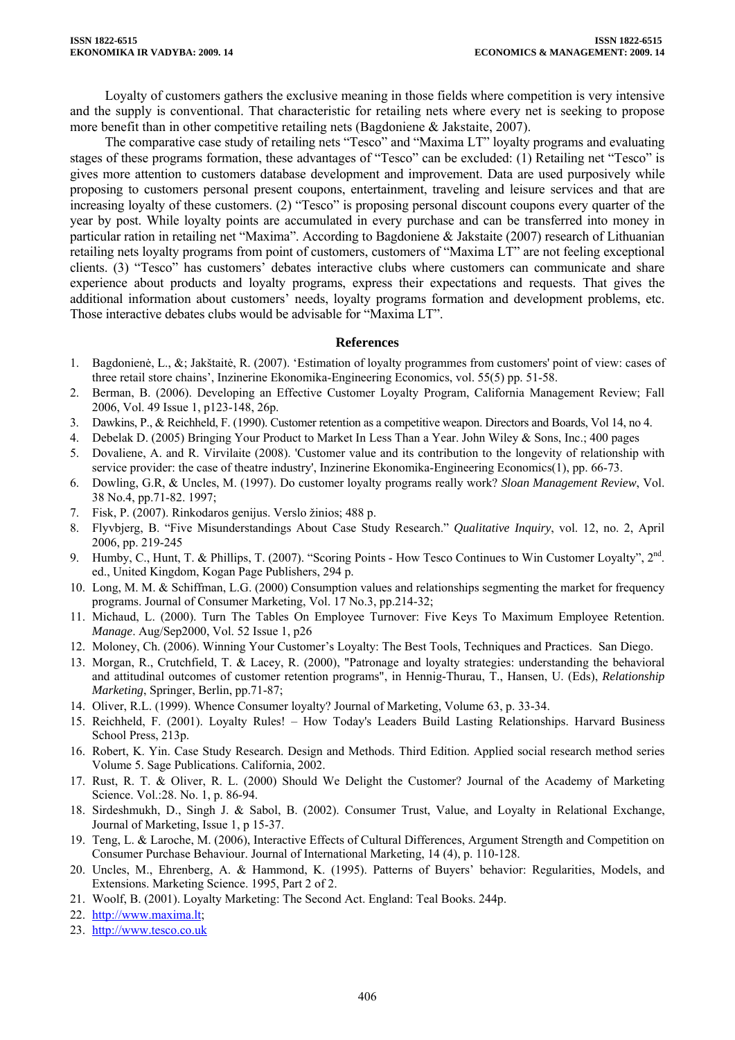Loyalty of customers gathers the exclusive meaning in those fields where competition is very intensive and the supply is conventional. That characteristic for retailing nets where every net is seeking to propose more benefit than in other competitive retailing nets (Bagdoniene & Jakstaite, 2007).

The comparative case study of retailing nets "Tesco" and "Maxima LT" loyalty programs and evaluating stages of these programs formation, these advantages of "Tesco" can be excluded: (1) Retailing net "Tesco" is gives more attention to customers database development and improvement. Data are used purposively while proposing to customers personal present coupons, entertainment, traveling and leisure services and that are increasing loyalty of these customers. (2) "Tesco" is proposing personal discount coupons every quarter of the year by post. While loyalty points are accumulated in every purchase and can be transferred into money in particular ration in retailing net "Maxima". According to Bagdoniene & Jakstaite (2007) research of Lithuanian retailing nets loyalty programs from point of customers, customers of "Maxima LT" are not feeling exceptional clients. (3) "Tesco" has customers' debates interactive clubs where customers can communicate and share experience about products and loyalty programs, express their expectations and requests. That gives the additional information about customers' needs, loyalty programs formation and development problems, etc. Those interactive debates clubs would be advisable for "Maxima LT".

## References

1. Bagdonienė, L., &; Jakštaitė, R. (2007). 'Estimation of loyalty programmes from customers' point of view: cases of three retail store chains', Inzinerine Ekonomika-Engineering Economics, vol. 55(5) pp. 51-58.
2. Berman, B. (2006). Developing an Effective Customer Loyalty Program, California Management Review; Fall 2006, Vol. 49 Issue 1, p123-148, 26p.
3. Dawkins, P., & Reichheld, F. (1990). Customer retention as a competitive weapon. Directors and Boards, Vol 14, no 4.
4. Debelak D. (2005) Bringing Your Product to Market In Less Than a Year. John Wiley & Sons, Inc.; 400 pages
5. Dovaliene, A. and R. Virvilaite (2008). 'Customer value and its contribution to the longevity of relationship with service provider: the case of theatre industry', Inzinerine Ekonomika-Engineering Economics(1), pp. 66-73.
6. Dowling, G.R, & Uncles, M. (1997). Do customer loyalty programs really work? *Sloan Management Review*, Vol. 38 No.4, pp.71-82. 1997;
7. Fisk, P. (2007). Rinkodaros genijus. Verslo žinios; 488 p.
8. Flyvbjerg, B. "Five Misunderstandings About Case Study Research." *Qualitative Inquiry*, vol. 12, no. 2, April 2006, pp. 219-245
9. Humby, C., Hunt, T. & Phillips, T. (2007). "Scoring Points - How Tesco Continues to Win Customer Loyalty", 2nd. ed., United Kingdom, Kogan Page Publishers, 294 p.
10. Long, M. M. & Schiffman, L.G. (2000) Consumption values and relationships segmenting the market for frequency programs. Journal of Consumer Marketing, Vol. 17 No.3, pp.214-32;
11. Michaud, L. (2000). Turn The Tables On Employee Turnover: Five Keys To Maximum Employee Retention. *Manage*. Aug/Sep2000, Vol. 52 Issue 1, p26
12. Moloney, Ch. (2006). Winning Your Customer's Loyalty: The Best Tools, Techniques and Practices. San Diego.
13. Morgan, R., Crutchfield, T. & Lacey, R. (2000), "Patronage and loyalty strategies: understanding the behavioral and attitudinal outcomes of customer retention programs", in Hennig-Thurau, T., Hansen, U. (Eds), *Relationship Marketing*, Springer, Berlin, pp.71-87;
14. Oliver, R.L. (1999). Whence Consumer loyalty? Journal of Marketing, Volume 63, p. 33-34.
15. Reichheld, F. (2001). Loyalty Rules! – How Today's Leaders Build Lasting Relationships. Harvard Business School Press, 213p.
16. Robert, K. Yin. Case Study Research. Design and Methods. Third Edition. Applied social research method series Volume 5. Sage Publications. California, 2002.
17. Rust, R. T. & Oliver, R. L. (2000) Should We Delight the Customer? Journal of the Academy of Marketing Science. Vol.:28. No. 1, p. 86-94.
18. Sirdeshmukh, D., Singh J. & Sabol, B. (2002). Consumer Trust, Value, and Loyalty in Relational Exchange, Journal of Marketing, Issue 1, p 15-37.
19. Teng, L. & Laroche, M. (2006), Interactive Effects of Cultural Differences, Argument Strength and Competition on Consumer Purchase Behaviour. Journal of International Marketing, 14 (4), p. 110-128.
20. Uncles, M., Ehrenberg, A. & Hammond, K. (1995). Patterns of Buyers' behavior: Regularities, Models, and Extensions. Marketing Science. 1995, Part 2 of 2.
21. Woolf, B. (2001). Loyalty Marketing: The Second Act. England: Teal Books. 244p.
22. http://www.maxima.lt;
23. http://www.tesco.co.uk